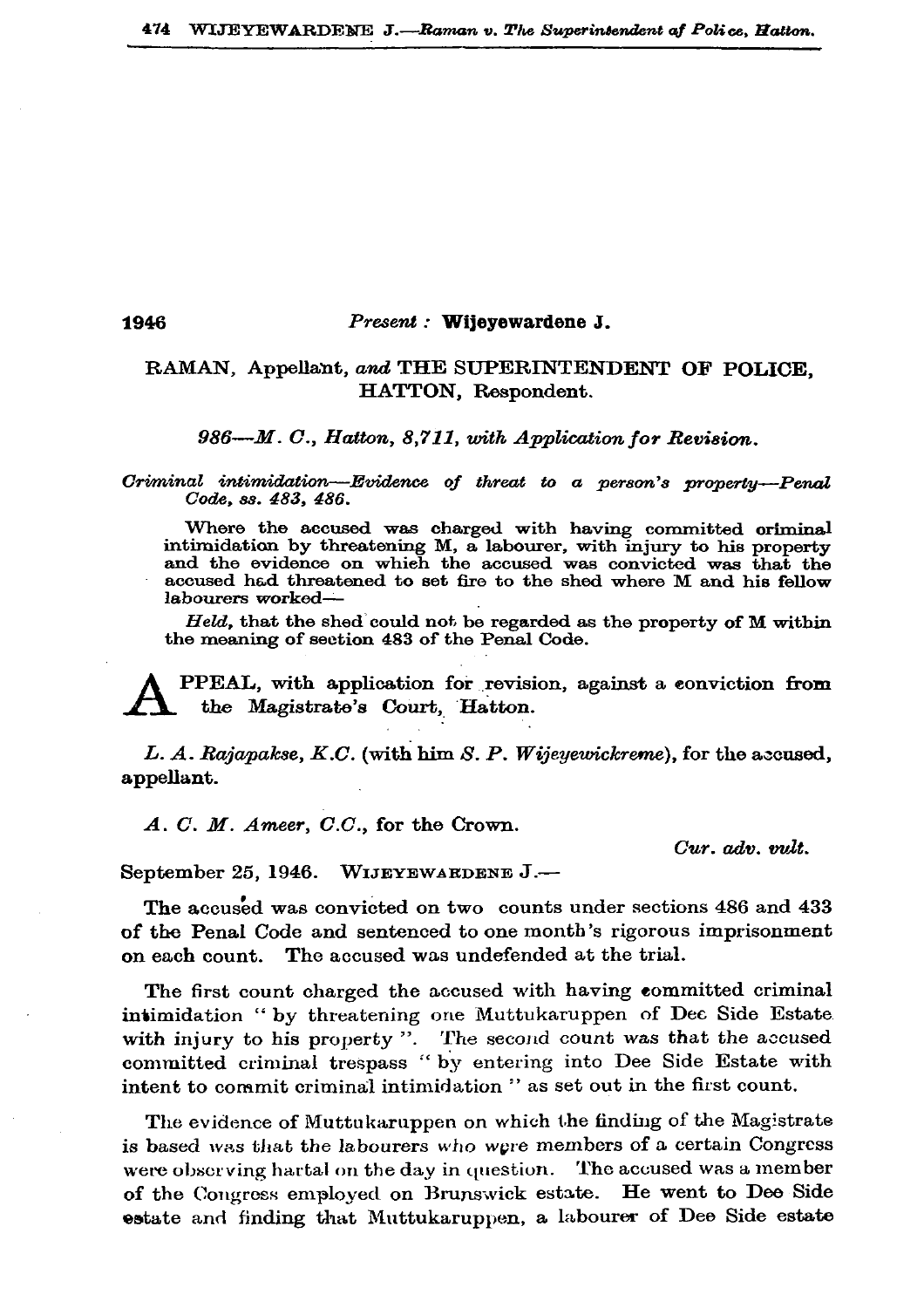1946

*Present :* **Wijeyewardene J.**

RAMAN, Appellant, *and* THE SUPERINTENDENT OF POLICE, HATTON, Respondent.

*986—M. C., Hatton, 8,711, with Application for Revision.*

*Criminal intimidation—Evidence of threat to a person's property—Penal Code, ss. 483, 486.*

Where the accused was charged with having committed criminal intimidation by threatening M, a labourer, with injury to his property and the evidence on which the accused was convicted was that the accused had threatened to set fire to the shed where M and his fellow labourers worked—

*Held,* that the shed could not be regarded as the property of M within the meaning of section 483 of the Penal Code.

APPEAL, with application for revision, against a conviction from the Magistrate's Court, Hatton.

*L. A. Rajapakse, K.C.* (with him *S. P. Wijeyewickreme*), for the accused, appellant.

*A. C. M. Ameer, C.C.*, for the Crown.

*Cur. adv. vult.*

September 25, 1946. WIJEYEWARDENE J.—

The accused was convicted on two counts under sections 486 and 433 of the Penal Code and sentenced to one month's rigorous imprisonment on each count. The accused was undefended at the trial.

The first count charged the accused with having committed criminal intimidation " by threatening one Muttukaruppen of Dee Side Estate with injury to his property ". The second count was that the accused committed criminal trespass " by entering into Dee Side Estate with intent to commit criminal intimidation " as set out in the first count.

The evidence of Muttukaruppen on which the finding of the Magistrate is based was that the labourers who were members of a certain Congress were observing hartal on the day in question. The accused was a member of the Congress employed on Brunswick estate. He went to Dee Side estate and finding that Muttukaruppen, a labourer of Dee Side estate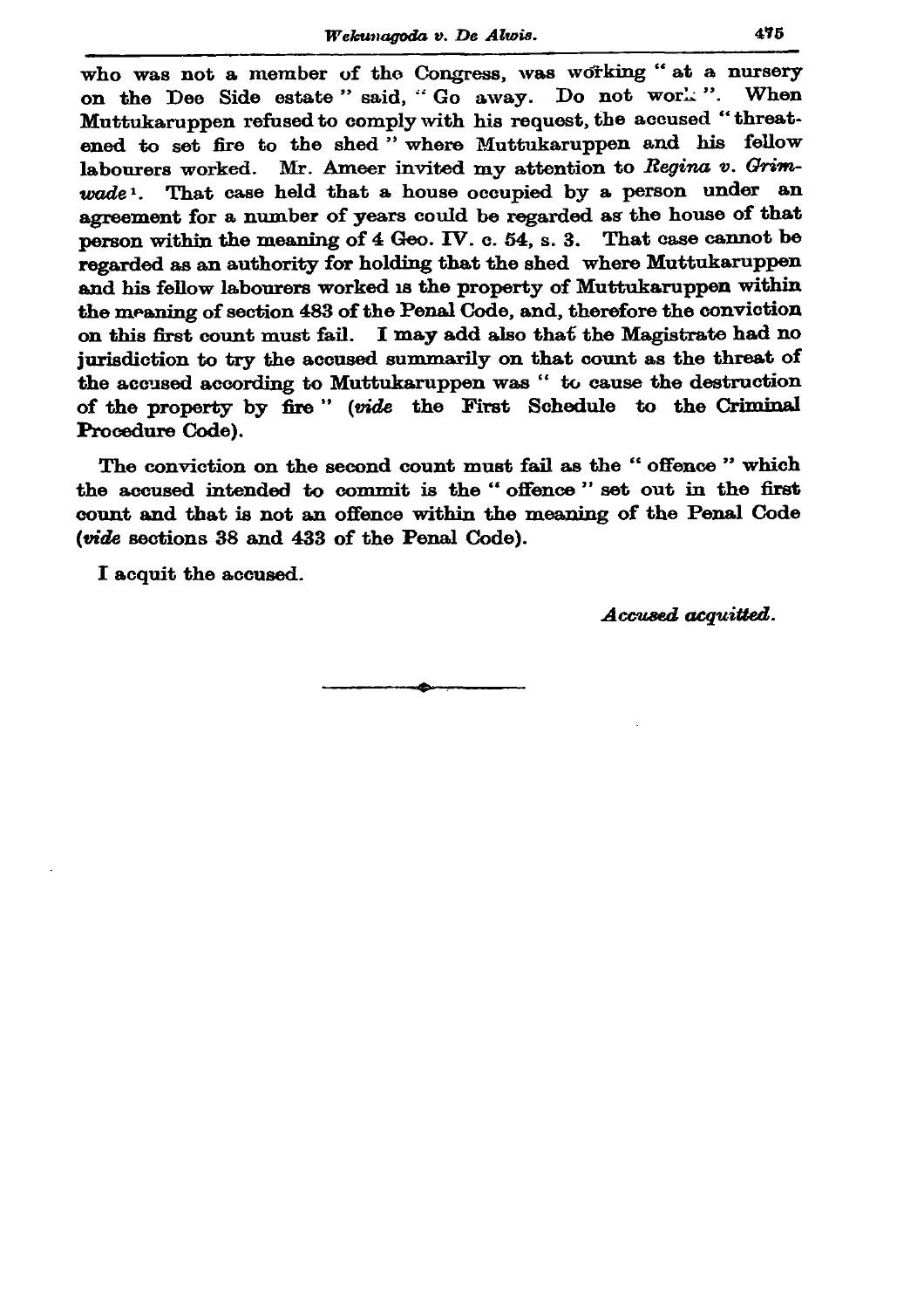who was not a member of the Congress, was working " at a nursery on the Dee Side estate " said, " Go away. Do not work ". When Muttukaruppen refused to comply with his request, the accused " threatened to set fire to the shed " where Muttukaruppen and his fellow labourers worked. Mr. Ameer invited my attention to *Regina v. Grimwade*[1]. That case held that a house occupied by a person under an agreement for a number of years could be regarded as the house of that person within the meaning of 4 Geo. IV. c. 54, s. 3. That case cannot be regarded as an authority for holding that the shed where Muttukaruppen and his fellow labourers worked is the property of Muttukaruppen within the meaning of section 483 of the Penal Code, and, therefore the conviction on this first count must fail. I may add also that the Magistrate had no jurisdiction to try the accused summarily on that count as the threat of the accused according to Muttukaruppen was " to cause the destruction of the property by fire " (*vide* the First Schedule to the Criminal Procedure Code).

The conviction on the second count must fail as the " offence " which the accused intended to commit is the " offence " set out in the first count and that is not an offence within the meaning of the Penal Code (*vide* sections 38 and 433 of the Penal Code).

I acquit the accused.

*Accused acquitted.*